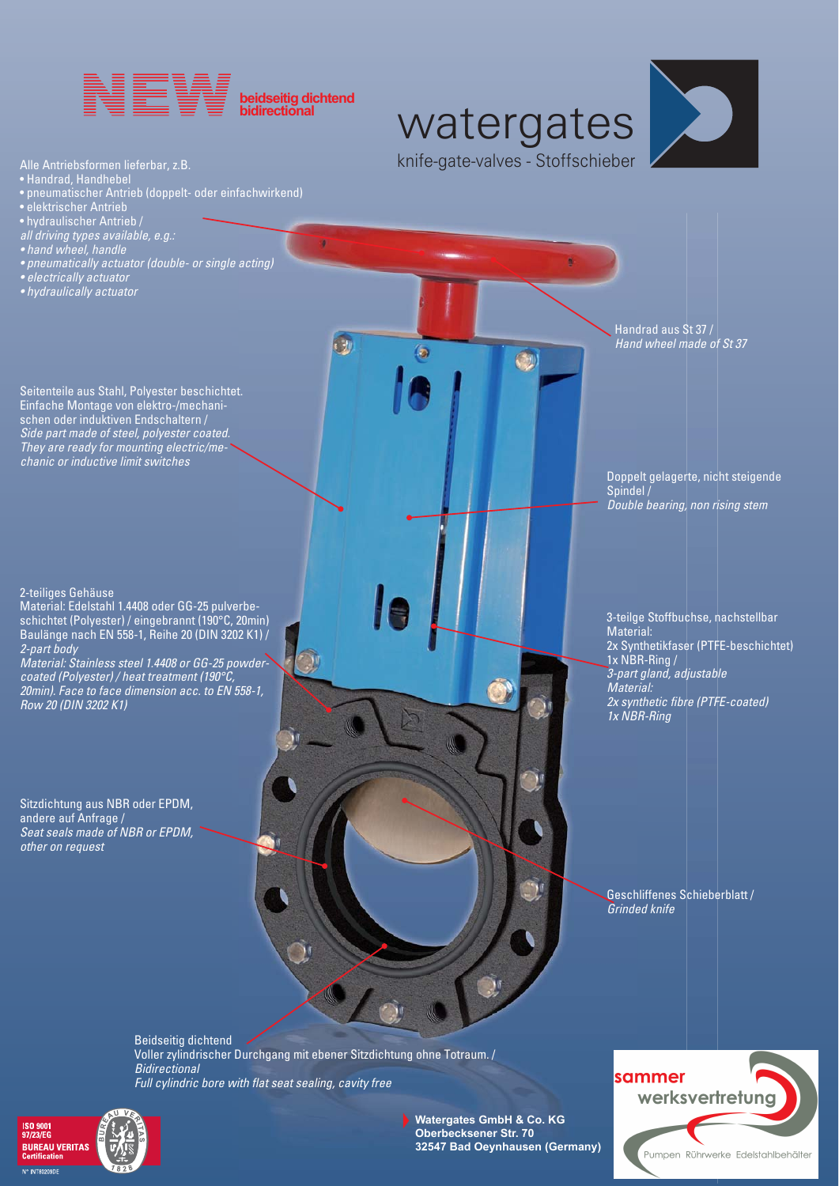# NEW

**beidseitig dichtend**
**bidirectional**

# watergates

knife-gate-valves - Stoffschieber

Alle Antriebsformen lieferbar, z.B.

- Handrad, Handhebel
- pneumatischer Antrieb (doppelt- oder einfachwirkend)
- elektrischer Antrieb
- hydraulischer Antrieb /

*all driving types available, e.g.:*

- *hand wheel, handle*
- *pneumatically actuator (double- or single acting)*
- *electrically actuator*
- *hydraulically actuator*

Handrad aus St 37 /
*Hand wheel made of St 37*

Seitenteile aus Stahl, Polyester beschichtet. Einfache Montage von elektro-/mechanischen oder induktiven Endschaltern /
*Side part made of steel, polyester coated. They are ready for mounting electric/mechanic or inductive limit switches*

Doppelt gelagerte, nicht steigende Spindel /
*Double bearing, non rising stem*

2-teiliges Gehäuse
Material: Edelstahl 1.4408 oder GG-25 pulverbeschichtet (Polyester) / eingebrannt (190°C, 20min)
Baulänge nach EN 558-1, Reihe 20 (DIN 3202 K1) /
*2-part body*
*Material: Stainless steel 1.4408 or GG-25 powder-coated (Polyester) / heat treatment (190°C, 20min). Face to face dimension acc. to EN 558-1, Row 20 (DIN 3202 K1)*

3-teilge Stoffbuchse, nachstellbar
Material:
2x Synthetikfaser (PTFE-beschichtet)
1x NBR-Ring /
*3-part gland, adjustable*
*Material:*
*2x synthetic fibre (PTFE-coated)*
*1x NBR-Ring*

Sitzdichtung aus NBR oder EPDM, andere auf Anfrage /
*Seat seals made of NBR or EPDM, other on request*

Geschliffenes Schieberblatt /
*Grinded knife*

Beidseitig dichtend
Voller zylindrischer Durchgang mit ebener Sitzdichtung ohne Totraum. /
*Bidirectional*
*Full cylindric bore with flat seat sealing, cavity free*

ISO 9001
97/23/EG
BUREAU VERITAS
Certification
N° INT80209DE

**Watergates GmbH & Co. KG**
**Oberbecksener Str. 70**
**32547 Bad Oeynhausen (Germany)**

sammer werksvertretung
Pumpen Rührwerke Edelstahlbehälter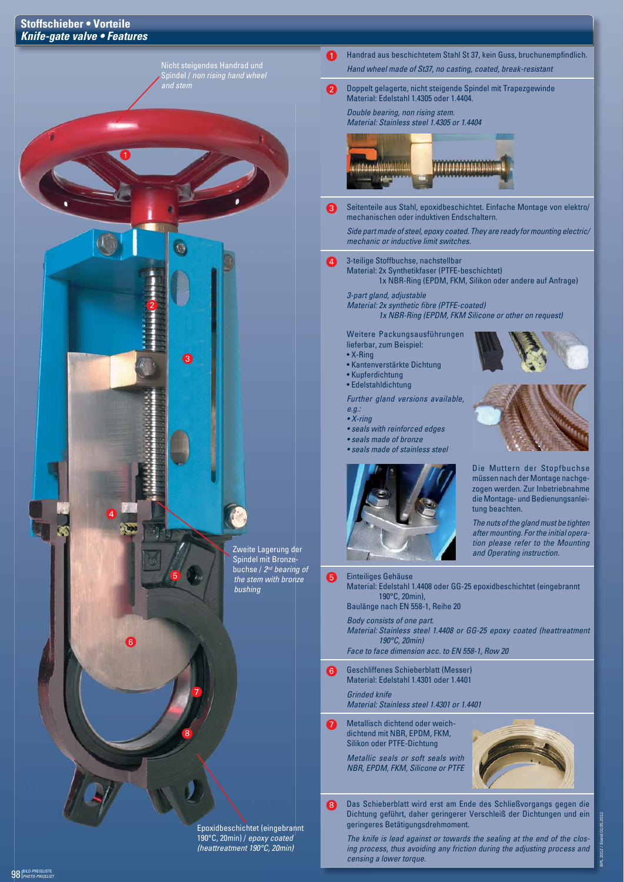## Stoffschieber • Vorteile
## *Knife-gate valve • Features*

Nicht steigendes Handrad und Spindel / *non rising hand wheel and stem*

Zweite Lagerung der Spindel mit Bronzebuchse / *2nd bearing of the stem with bronze bushing*

Epoxidbeschichtet (eingebrannt 190°C, 20min) / *epoxy coated (heattreatment 190°C, 20min)*

**1** Handrad aus beschichtetem Stahl St 37, kein Guss, bruchunempfindlich.

*Hand wheel made of St37, no casting, coated, break-resistant*

**2** Doppelt gelagerte, nicht steigende Spindel mit Trapezgewinde
Material: Edelstahl 1.4305 oder 1.4404.

*Double bearing, non rising stem.*
*Material: Stainless steel 1.4305 or 1.4404*

**3** Seitenteile aus Stahl, epoxidbeschichtet. Einfache Montage von elektro/mechanischen oder induktiven Endschaltern.

*Side part made of steel, epoxy coated. They are ready for mounting electric/mechanic or inductive limit switches.*

**4** 3-teilige Stoffbuchse, nachstellbar
Material: 2x Synthetikfaser (PTFE-beschichtet)
1x NBR-Ring (EPDM, FKM, Silikon oder andere auf Anfrage)

*3-part gland, adjustable*
*Material: 2x synthetic fibre (PTFE-coated)*
*1x NBR-Ring (EPDM, FKM Silicone or other on request)*

Weitere Packungsausführungen lieferbar, zum Beispiel:
- X-Ring
- Kantenverstärkte Dichtung
- Kupferdichtung
- Edelstahldichtung

*Further gland versions available, e.g.:*
- *X-ring*
- *seals with reinforced edges*
- *seals made of bronze*
- *seals made of stainless steel*

Die Muttern der Stopfbuchse müssen nach der Montage nachgezogen werden. Zur Inbetriebnahme die Montage- und Bedienungsanleitung beachten.

*The nuts of the gland must be tighten after mounting. For the initial operation please refer to the Mounting and Operating instruction.*

**5** Einteiliges Gehäuse
Material: Edelstahl 1.4408 oder GG-25 epoxidbeschichtet (eingebrannt 190°C, 20min),
Baulänge nach EN 558-1, Reihe 20

*Body consists of one part.*
*Material: Stainless steel 1.4408 or GG-25 epoxy coated (heattreatment 190°C, 20min)*
*Face to face dimension acc. to EN 558-1, Row 20*

**6** Geschliffenes Schieberblatt (Messer)
Material: Edelstahl 1.4301 oder 1.4401

*Grinded knife*
*Material: Stainless steel 1.4301 or 1.4401*

**7** Metallisch dichtend oder weichdichtend mit NBR, EPDM, FKM, Silikon oder PTFE-Dichtung

*Metallic seals or soft seals with NBR, EPDM, FKM, Silicone or PTFE*

**8** Das Schieberblatt wird erst am Ende des Schließvorgangs gegen die Dichtung geführt, daher geringerer Verschleiß der Dichtungen und ein geringeres Betätigungsdrehmoment.

*The knife is lead against or towards the sealing at the end of the closing process, thus avoiding any friction during the adjusting process and censing a lower torque.*